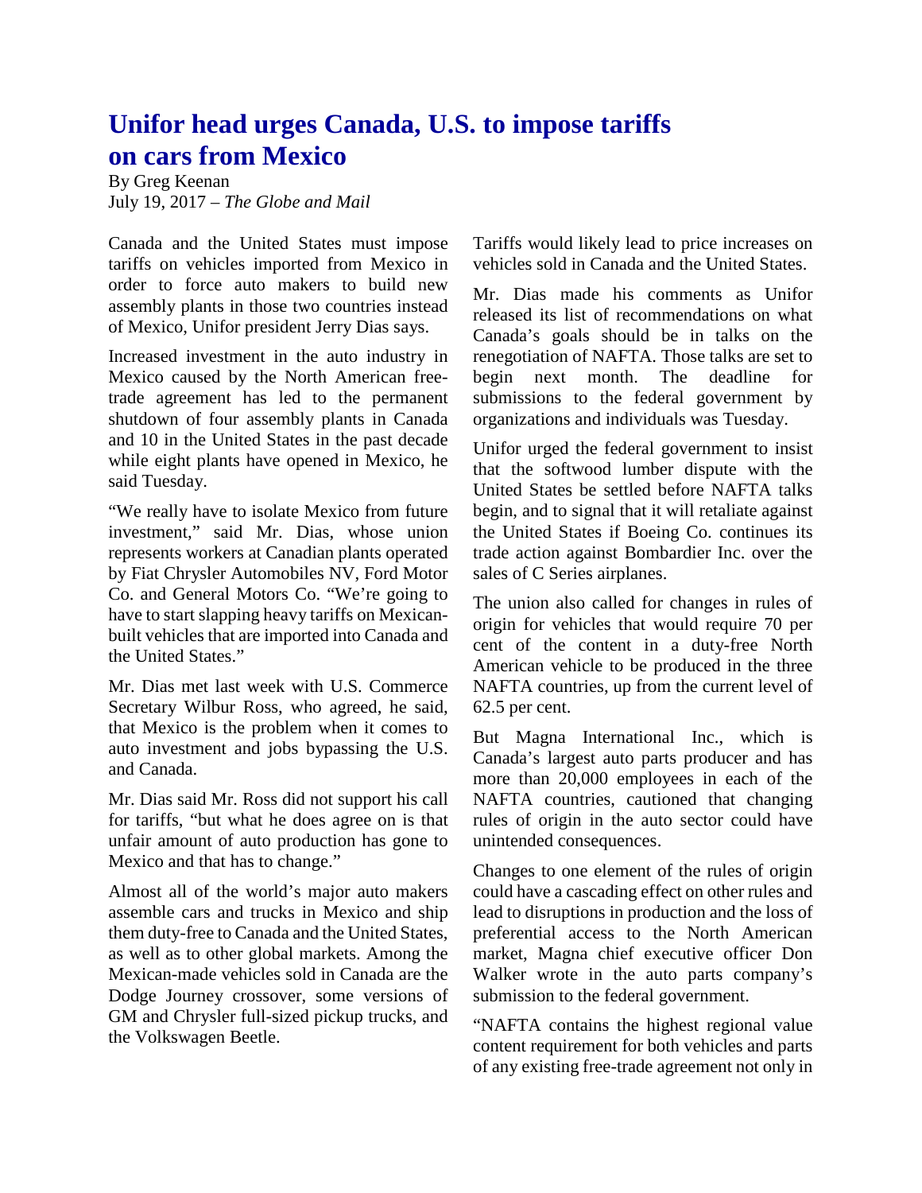# Unifor head urges Canada, U.S. to impose tariffs on cars from Mexico

By Greg Keenan
July 19, 2017 – *The Globe and Mail*

Canada and the United States must impose tariffs on vehicles imported from Mexico in order to force auto makers to build new assembly plants in those two countries instead of Mexico, Unifor president Jerry Dias says.

Increased investment in the auto industry in Mexico caused by the North American free-trade agreement has led to the permanent shutdown of four assembly plants in Canada and 10 in the United States in the past decade while eight plants have opened in Mexico, he said Tuesday.

"We really have to isolate Mexico from future investment," said Mr. Dias, whose union represents workers at Canadian plants operated by Fiat Chrysler Automobiles NV, Ford Motor Co. and General Motors Co. "We're going to have to start slapping heavy tariffs on Mexican-built vehicles that are imported into Canada and the United States."

Mr. Dias met last week with U.S. Commerce Secretary Wilbur Ross, who agreed, he said, that Mexico is the problem when it comes to auto investment and jobs bypassing the U.S. and Canada.

Mr. Dias said Mr. Ross did not support his call for tariffs, "but what he does agree on is that unfair amount of auto production has gone to Mexico and that has to change."

Almost all of the world's major auto makers assemble cars and trucks in Mexico and ship them duty-free to Canada and the United States, as well as to other global markets. Among the Mexican-made vehicles sold in Canada are the Dodge Journey crossover, some versions of GM and Chrysler full-sized pickup trucks, and the Volkswagen Beetle.

Tariffs would likely lead to price increases on vehicles sold in Canada and the United States.

Mr. Dias made his comments as Unifor released its list of recommendations on what Canada's goals should be in talks on the renegotiation of NAFTA. Those talks are set to begin next month. The deadline for submissions to the federal government by organizations and individuals was Tuesday.

Unifor urged the federal government to insist that the softwood lumber dispute with the United States be settled before NAFTA talks begin, and to signal that it will retaliate against the United States if Boeing Co. continues its trade action against Bombardier Inc. over the sales of C Series airplanes.

The union also called for changes in rules of origin for vehicles that would require 70 per cent of the content in a duty-free North American vehicle to be produced in the three NAFTA countries, up from the current level of 62.5 per cent.

But Magna International Inc., which is Canada's largest auto parts producer and has more than 20,000 employees in each of the NAFTA countries, cautioned that changing rules of origin in the auto sector could have unintended consequences.

Changes to one element of the rules of origin could have a cascading effect on other rules and lead to disruptions in production and the loss of preferential access to the North American market, Magna chief executive officer Don Walker wrote in the auto parts company's submission to the federal government.

"NAFTA contains the highest regional value content requirement for both vehicles and parts of any existing free-trade agreement not only in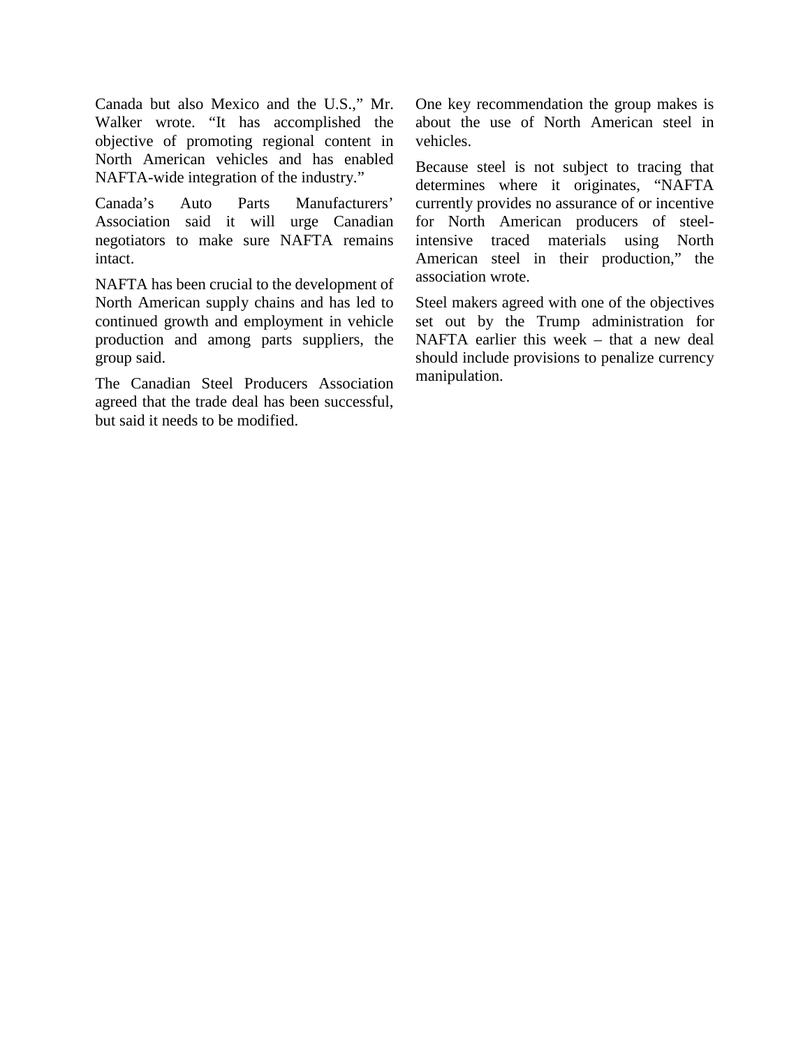Canada but also Mexico and the U.S.," Mr. Walker wrote. "It has accomplished the objective of promoting regional content in North American vehicles and has enabled NAFTA-wide integration of the industry."

Canada's Auto Parts Manufacturers' Association said it will urge Canadian negotiators to make sure NAFTA remains intact.

NAFTA has been crucial to the development of North American supply chains and has led to continued growth and employment in vehicle production and among parts suppliers, the group said.

The Canadian Steel Producers Association agreed that the trade deal has been successful, but said it needs to be modified.

One key recommendation the group makes is about the use of North American steel in vehicles.

Because steel is not subject to tracing that determines where it originates, "NAFTA currently provides no assurance of or incentive for North American producers of steel-intensive traced materials using North American steel in their production," the association wrote.

Steel makers agreed with one of the objectives set out by the Trump administration for NAFTA earlier this week – that a new deal should include provisions to penalize currency manipulation.